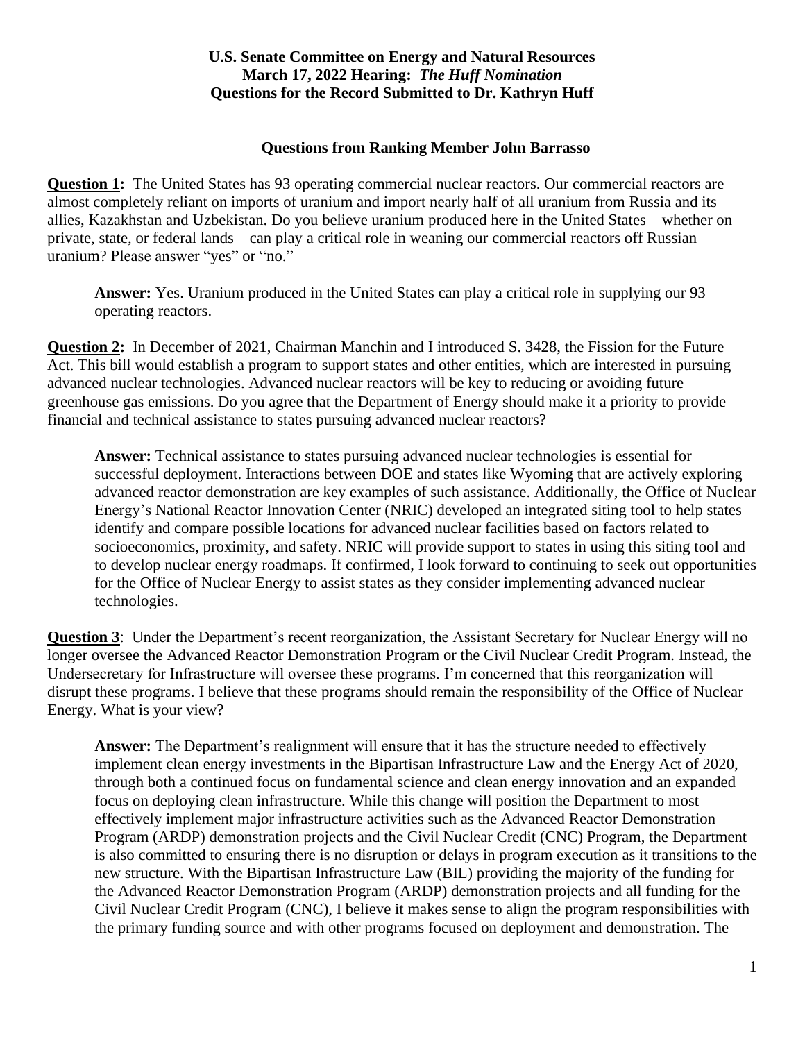**U.S. Senate Committee on Energy and Natural Resources**
**March 17, 2022 Hearing: *The Huff Nomination***
**Questions for the Record Submitted to Dr. Kathryn Huff**

## Questions from Ranking Member John Barrasso

**Question 1:** The United States has 93 operating commercial nuclear reactors. Our commercial reactors are almost completely reliant on imports of uranium and import nearly half of all uranium from Russia and its allies, Kazakhstan and Uzbekistan. Do you believe uranium produced here in the United States – whether on private, state, or federal lands – can play a critical role in weaning our commercial reactors off Russian uranium? Please answer "yes" or "no."

> **Answer:** Yes. Uranium produced in the United States can play a critical role in supplying our 93 operating reactors.

**Question 2:** In December of 2021, Chairman Manchin and I introduced S. 3428, the Fission for the Future Act. This bill would establish a program to support states and other entities, which are interested in pursuing advanced nuclear technologies. Advanced nuclear reactors will be key to reducing or avoiding future greenhouse gas emissions. Do you agree that the Department of Energy should make it a priority to provide financial and technical assistance to states pursuing advanced nuclear reactors?

> **Answer:** Technical assistance to states pursuing advanced nuclear technologies is essential for successful deployment. Interactions between DOE and states like Wyoming that are actively exploring advanced reactor demonstration are key examples of such assistance. Additionally, the Office of Nuclear Energy's National Reactor Innovation Center (NRIC) developed an integrated siting tool to help states identify and compare possible locations for advanced nuclear facilities based on factors related to socioeconomics, proximity, and safety. NRIC will provide support to states in using this siting tool and to develop nuclear energy roadmaps. If confirmed, I look forward to continuing to seek out opportunities for the Office of Nuclear Energy to assist states as they consider implementing advanced nuclear technologies.

**Question 3**: Under the Department's recent reorganization, the Assistant Secretary for Nuclear Energy will no longer oversee the Advanced Reactor Demonstration Program or the Civil Nuclear Credit Program. Instead, the Undersecretary for Infrastructure will oversee these programs. I'm concerned that this reorganization will disrupt these programs. I believe that these programs should remain the responsibility of the Office of Nuclear Energy. What is your view?

> **Answer:** The Department's realignment will ensure that it has the structure needed to effectively implement clean energy investments in the Bipartisan Infrastructure Law and the Energy Act of 2020, through both a continued focus on fundamental science and clean energy innovation and an expanded focus on deploying clean infrastructure. While this change will position the Department to most effectively implement major infrastructure activities such as the Advanced Reactor Demonstration Program (ARDP) demonstration projects and the Civil Nuclear Credit (CNC) Program, the Department is also committed to ensuring there is no disruption or delays in program execution as it transitions to the new structure. With the Bipartisan Infrastructure Law (BIL) providing the majority of the funding for the Advanced Reactor Demonstration Program (ARDP) demonstration projects and all funding for the Civil Nuclear Credit Program (CNC), I believe it makes sense to align the program responsibilities with the primary funding source and with other programs focused on deployment and demonstration. The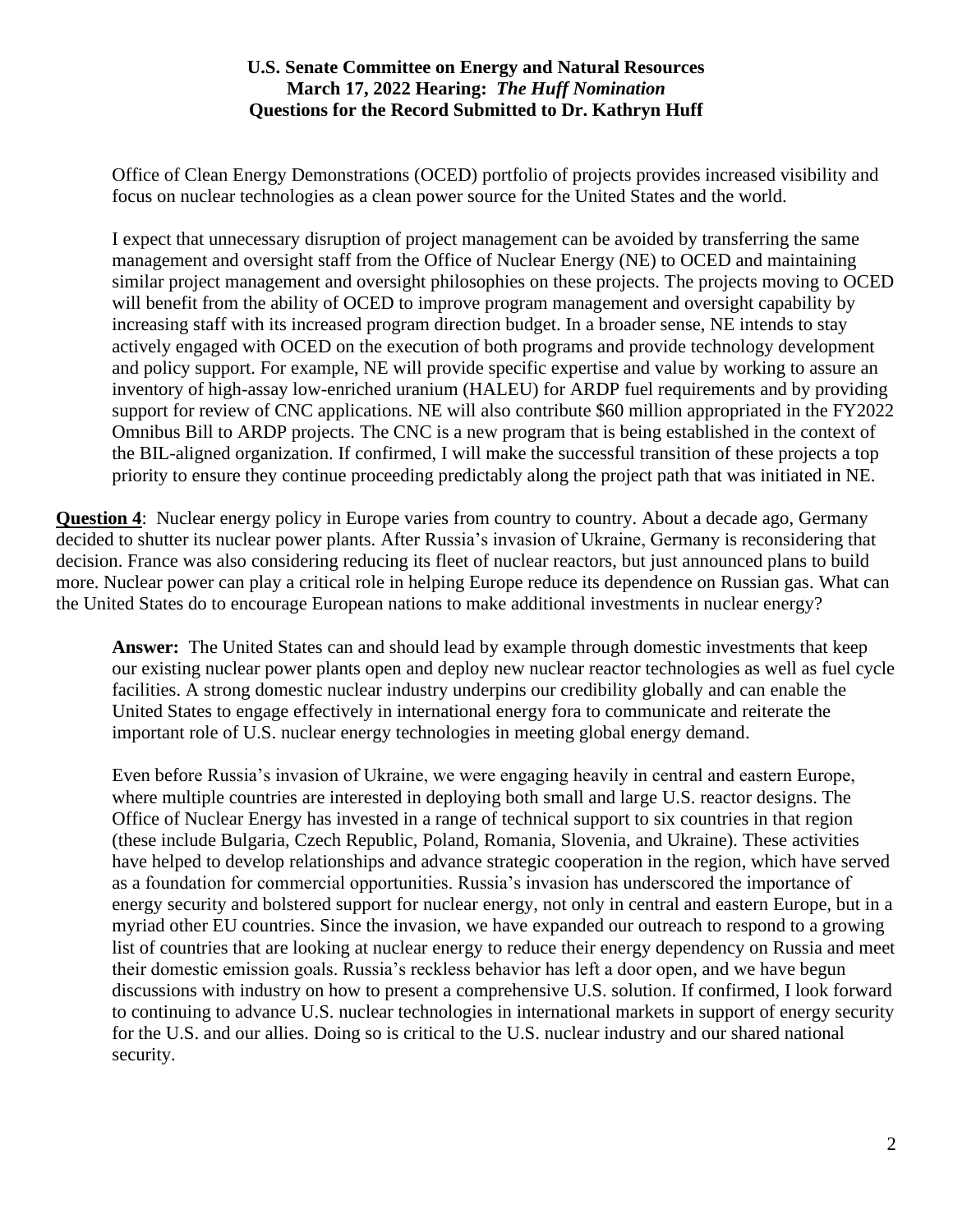Office of Clean Energy Demonstrations (OCED) portfolio of projects provides increased visibility and focus on nuclear technologies as a clean power source for the United States and the world.

I expect that unnecessary disruption of project management can be avoided by transferring the same management and oversight staff from the Office of Nuclear Energy (NE) to OCED and maintaining similar project management and oversight philosophies on these projects. The projects moving to OCED will benefit from the ability of OCED to improve program management and oversight capability by increasing staff with its increased program direction budget. In a broader sense, NE intends to stay actively engaged with OCED on the execution of both programs and provide technology development and policy support. For example, NE will provide specific expertise and value by working to assure an inventory of high-assay low-enriched uranium (HALEU) for ARDP fuel requirements and by providing support for review of CNC applications. NE will also contribute $60 million appropriated in the FY2022 Omnibus Bill to ARDP projects. The CNC is a new program that is being established in the context of the BIL-aligned organization. If confirmed, I will make the successful transition of these projects a top priority to ensure they continue proceeding predictably along the project path that was initiated in NE.

**Question 4**: Nuclear energy policy in Europe varies from country to country. About a decade ago, Germany decided to shutter its nuclear power plants. After Russia's invasion of Ukraine, Germany is reconsidering that decision. France was also considering reducing its fleet of nuclear reactors, but just announced plans to build more. Nuclear power can play a critical role in helping Europe reduce its dependence on Russian gas. What can the United States do to encourage European nations to make additional investments in nuclear energy?

**Answer:** The United States can and should lead by example through domestic investments that keep our existing nuclear power plants open and deploy new nuclear reactor technologies as well as fuel cycle facilities. A strong domestic nuclear industry underpins our credibility globally and can enable the United States to engage effectively in international energy fora to communicate and reiterate the important role of U.S. nuclear energy technologies in meeting global energy demand.

Even before Russia's invasion of Ukraine, we were engaging heavily in central and eastern Europe, where multiple countries are interested in deploying both small and large U.S. reactor designs. The Office of Nuclear Energy has invested in a range of technical support to six countries in that region (these include Bulgaria, Czech Republic, Poland, Romania, Slovenia, and Ukraine). These activities have helped to develop relationships and advance strategic cooperation in the region, which have served as a foundation for commercial opportunities. Russia's invasion has underscored the importance of energy security and bolstered support for nuclear energy, not only in central and eastern Europe, but in a myriad other EU countries. Since the invasion, we have expanded our outreach to respond to a growing list of countries that are looking at nuclear energy to reduce their energy dependency on Russia and meet their domestic emission goals. Russia's reckless behavior has left a door open, and we have begun discussions with industry on how to present a comprehensive U.S. solution. If confirmed, I look forward to continuing to advance U.S. nuclear technologies in international markets in support of energy security for the U.S. and our allies. Doing so is critical to the U.S. nuclear industry and our shared national security.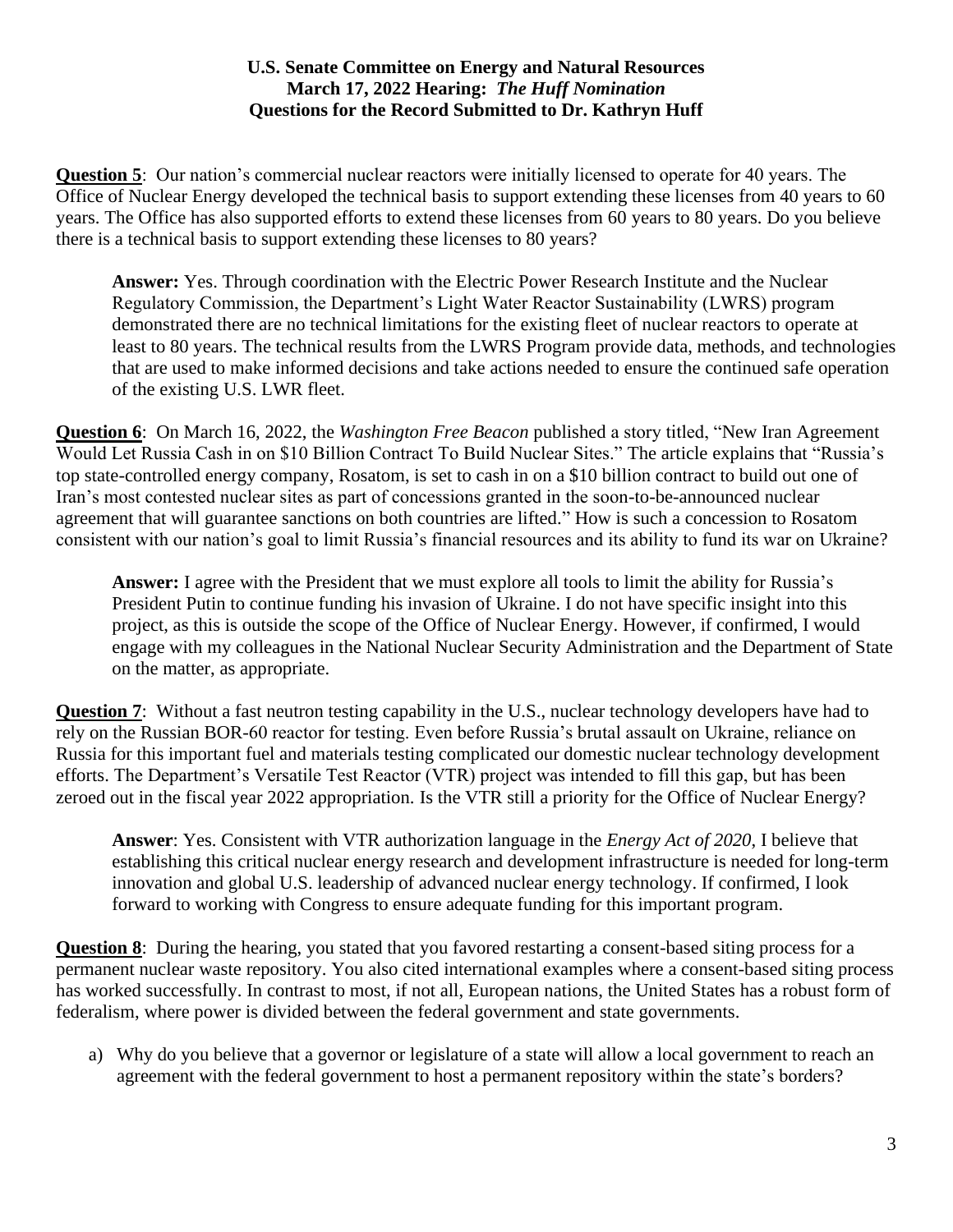**U.S. Senate Committee on Energy and Natural Resources**
**March 17, 2022 Hearing: *The Huff Nomination***
**Questions for the Record Submitted to Dr. Kathryn Huff**

**Question 5**: Our nation's commercial nuclear reactors were initially licensed to operate for 40 years. The Office of Nuclear Energy developed the technical basis to support extending these licenses from 40 years to 60 years. The Office has also supported efforts to extend these licenses from 60 years to 80 years. Do you believe there is a technical basis to support extending these licenses to 80 years?

> **Answer:** Yes. Through coordination with the Electric Power Research Institute and the Nuclear Regulatory Commission, the Department's Light Water Reactor Sustainability (LWRS) program demonstrated there are no technical limitations for the existing fleet of nuclear reactors to operate at least to 80 years. The technical results from the LWRS Program provide data, methods, and technologies that are used to make informed decisions and take actions needed to ensure the continued safe operation of the existing U.S. LWR fleet.

**Question 6**: On March 16, 2022, the *Washington Free Beacon* published a story titled, "New Iran Agreement Would Let Russia Cash in on $10 Billion Contract To Build Nuclear Sites." The article explains that "Russia's top state-controlled energy company, Rosatom, is set to cash in on a $10 billion contract to build out one of Iran's most contested nuclear sites as part of concessions granted in the soon-to-be-announced nuclear agreement that will guarantee sanctions on both countries are lifted." How is such a concession to Rosatom consistent with our nation's goal to limit Russia's financial resources and its ability to fund its war on Ukraine?

> **Answer:** I agree with the President that we must explore all tools to limit the ability for Russia's President Putin to continue funding his invasion of Ukraine. I do not have specific insight into this project, as this is outside the scope of the Office of Nuclear Energy. However, if confirmed, I would engage with my colleagues in the National Nuclear Security Administration and the Department of State on the matter, as appropriate.

**Question 7**: Without a fast neutron testing capability in the U.S., nuclear technology developers have had to rely on the Russian BOR-60 reactor for testing. Even before Russia's brutal assault on Ukraine, reliance on Russia for this important fuel and materials testing complicated our domestic nuclear technology development efforts. The Department's Versatile Test Reactor (VTR) project was intended to fill this gap, but has been zeroed out in the fiscal year 2022 appropriation. Is the VTR still a priority for the Office of Nuclear Energy?

> **Answer**: Yes. Consistent with VTR authorization language in the *Energy Act of 2020*, I believe that establishing this critical nuclear energy research and development infrastructure is needed for long-term innovation and global U.S. leadership of advanced nuclear energy technology. If confirmed, I look forward to working with Congress to ensure adequate funding for this important program.

**Question 8**: During the hearing, you stated that you favored restarting a consent-based siting process for a permanent nuclear waste repository. You also cited international examples where a consent-based siting process has worked successfully. In contrast to most, if not all, European nations, the United States has a robust form of federalism, where power is divided between the federal government and state governments.

a) Why do you believe that a governor or legislature of a state will allow a local government to reach an agreement with the federal government to host a permanent repository within the state's borders?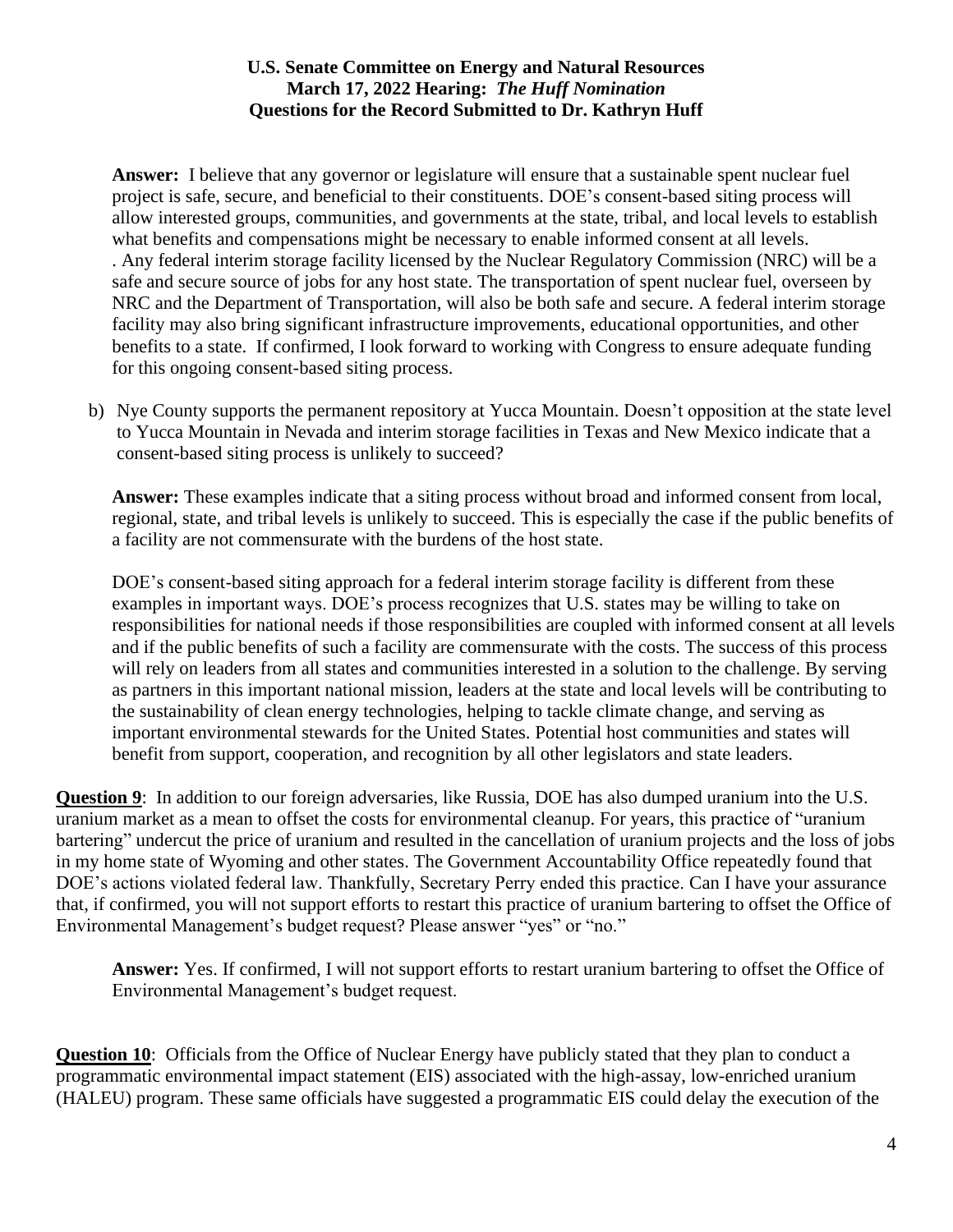**Answer:** I believe that any governor or legislature will ensure that a sustainable spent nuclear fuel project is safe, secure, and beneficial to their constituents. DOE's consent-based siting process will allow interested groups, communities, and governments at the state, tribal, and local levels to establish what benefits and compensations might be necessary to enable informed consent at all levels. . Any federal interim storage facility licensed by the Nuclear Regulatory Commission (NRC) will be a safe and secure source of jobs for any host state. The transportation of spent nuclear fuel, overseen by NRC and the Department of Transportation, will also be both safe and secure. A federal interim storage facility may also bring significant infrastructure improvements, educational opportunities, and other benefits to a state. If confirmed, I look forward to working with Congress to ensure adequate funding for this ongoing consent-based siting process.

b) Nye County supports the permanent repository at Yucca Mountain. Doesn't opposition at the state level to Yucca Mountain in Nevada and interim storage facilities in Texas and New Mexico indicate that a consent-based siting process is unlikely to succeed?

**Answer:** These examples indicate that a siting process without broad and informed consent from local, regional, state, and tribal levels is unlikely to succeed. This is especially the case if the public benefits of a facility are not commensurate with the burdens of the host state.

DOE's consent-based siting approach for a federal interim storage facility is different from these examples in important ways. DOE's process recognizes that U.S. states may be willing to take on responsibilities for national needs if those responsibilities are coupled with informed consent at all levels and if the public benefits of such a facility are commensurate with the costs. The success of this process will rely on leaders from all states and communities interested in a solution to the challenge. By serving as partners in this important national mission, leaders at the state and local levels will be contributing to the sustainability of clean energy technologies, helping to tackle climate change, and serving as important environmental stewards for the United States. Potential host communities and states will benefit from support, cooperation, and recognition by all other legislators and state leaders.

**Question 9**: In addition to our foreign adversaries, like Russia, DOE has also dumped uranium into the U.S. uranium market as a mean to offset the costs for environmental cleanup. For years, this practice of "uranium bartering" undercut the price of uranium and resulted in the cancellation of uranium projects and the loss of jobs in my home state of Wyoming and other states. The Government Accountability Office repeatedly found that DOE's actions violated federal law. Thankfully, Secretary Perry ended this practice. Can I have your assurance that, if confirmed, you will not support efforts to restart this practice of uranium bartering to offset the Office of Environmental Management's budget request? Please answer "yes" or "no."

**Answer:** Yes. If confirmed, I will not support efforts to restart uranium bartering to offset the Office of Environmental Management's budget request.

**Question 10**: Officials from the Office of Nuclear Energy have publicly stated that they plan to conduct a programmatic environmental impact statement (EIS) associated with the high-assay, low-enriched uranium (HALEU) program. These same officials have suggested a programmatic EIS could delay the execution of the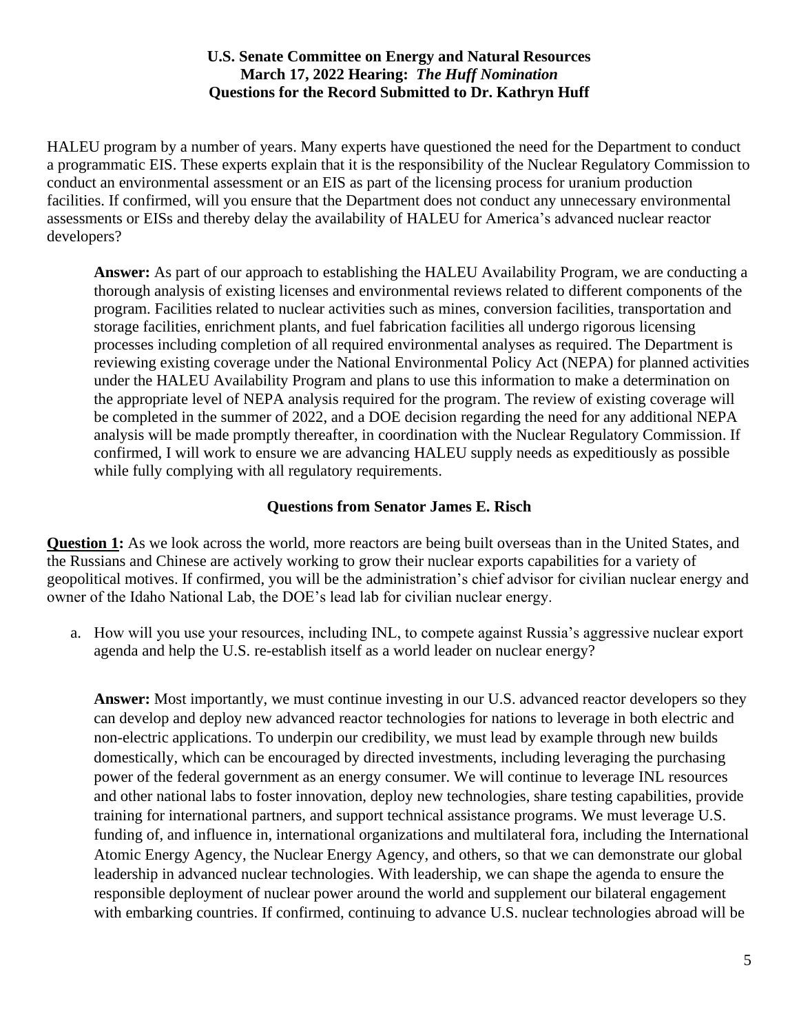HALEU program by a number of years. Many experts have questioned the need for the Department to conduct a programmatic EIS. These experts explain that it is the responsibility of the Nuclear Regulatory Commission to conduct an environmental assessment or an EIS as part of the licensing process for uranium production facilities. If confirmed, will you ensure that the Department does not conduct any unnecessary environmental assessments or EISs and thereby delay the availability of HALEU for America's advanced nuclear reactor developers?

> **Answer:** As part of our approach to establishing the HALEU Availability Program, we are conducting a thorough analysis of existing licenses and environmental reviews related to different components of the program. Facilities related to nuclear activities such as mines, conversion facilities, transportation and storage facilities, enrichment plants, and fuel fabrication facilities all undergo rigorous licensing processes including completion of all required environmental analyses as required. The Department is reviewing existing coverage under the National Environmental Policy Act (NEPA) for planned activities under the HALEU Availability Program and plans to use this information to make a determination on the appropriate level of NEPA analysis required for the program. The review of existing coverage will be completed in the summer of 2022, and a DOE decision regarding the need for any additional NEPA analysis will be made promptly thereafter, in coordination with the Nuclear Regulatory Commission. If confirmed, I will work to ensure we are advancing HALEU supply needs as expeditiously as possible while fully complying with all regulatory requirements.

## Questions from Senator James E. Risch

**Question 1:** As we look across the world, more reactors are being built overseas than in the United States, and the Russians and Chinese are actively working to grow their nuclear exports capabilities for a variety of geopolitical motives. If confirmed, you will be the administration's chief advisor for civilian nuclear energy and owner of the Idaho National Lab, the DOE's lead lab for civilian nuclear energy.

a. How will you use your resources, including INL, to compete against Russia's aggressive nuclear export agenda and help the U.S. re-establish itself as a world leader on nuclear energy?

> **Answer:** Most importantly, we must continue investing in our U.S. advanced reactor developers so they can develop and deploy new advanced reactor technologies for nations to leverage in both electric and non-electric applications. To underpin our credibility, we must lead by example through new builds domestically, which can be encouraged by directed investments, including leveraging the purchasing power of the federal government as an energy consumer. We will continue to leverage INL resources and other national labs to foster innovation, deploy new technologies, share testing capabilities, provide training for international partners, and support technical assistance programs. We must leverage U.S. funding of, and influence in, international organizations and multilateral fora, including the International Atomic Energy Agency, the Nuclear Energy Agency, and others, so that we can demonstrate our global leadership in advanced nuclear technologies. With leadership, we can shape the agenda to ensure the responsible deployment of nuclear power around the world and supplement our bilateral engagement with embarking countries. If confirmed, continuing to advance U.S. nuclear technologies abroad will be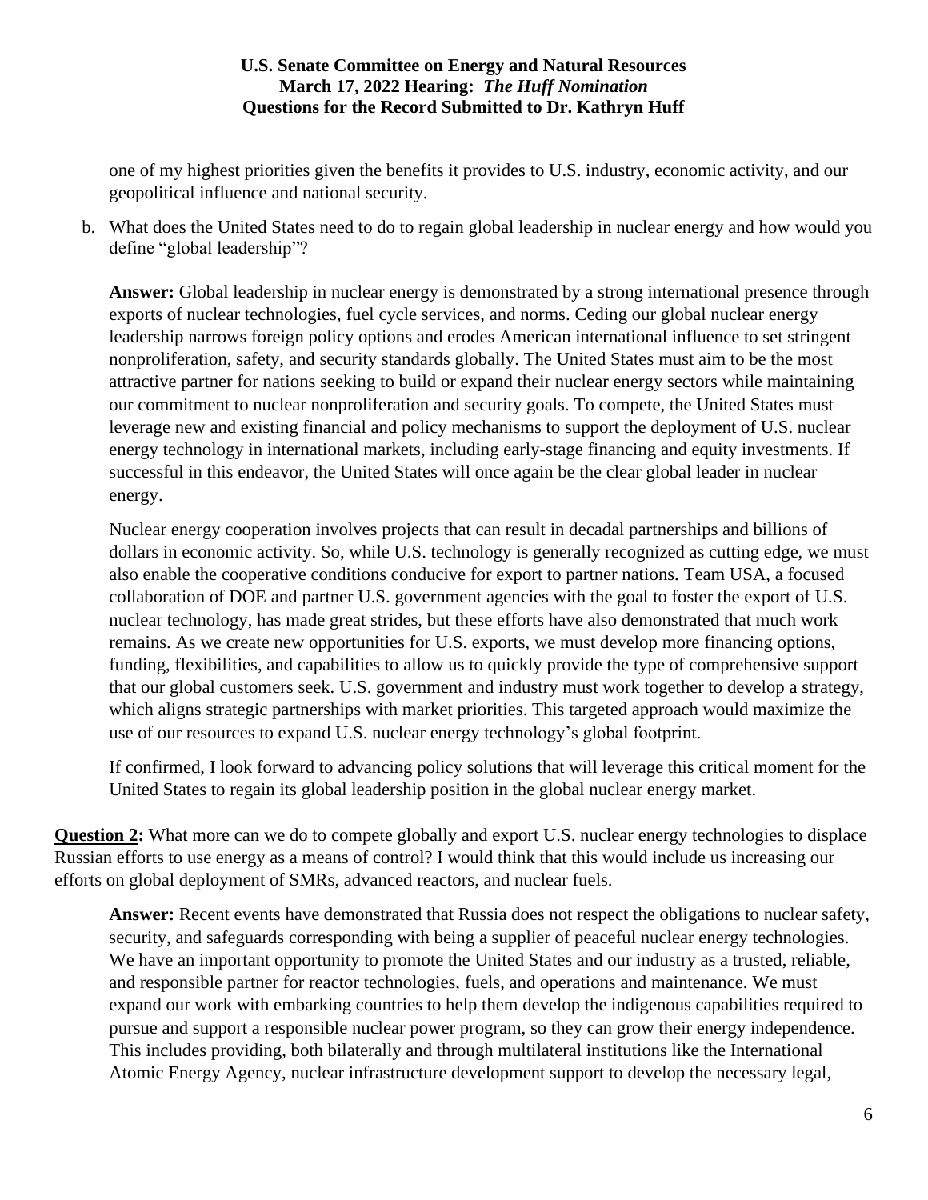one of my highest priorities given the benefits it provides to U.S. industry, economic activity, and our geopolitical influence and national security.

b. What does the United States need to do to regain global leadership in nuclear energy and how would you define "global leadership"?

**Answer:** Global leadership in nuclear energy is demonstrated by a strong international presence through exports of nuclear technologies, fuel cycle services, and norms. Ceding our global nuclear energy leadership narrows foreign policy options and erodes American international influence to set stringent nonproliferation, safety, and security standards globally. The United States must aim to be the most attractive partner for nations seeking to build or expand their nuclear energy sectors while maintaining our commitment to nuclear nonproliferation and security goals. To compete, the United States must leverage new and existing financial and policy mechanisms to support the deployment of U.S. nuclear energy technology in international markets, including early-stage financing and equity investments. If successful in this endeavor, the United States will once again be the clear global leader in nuclear energy.

Nuclear energy cooperation involves projects that can result in decadal partnerships and billions of dollars in economic activity. So, while U.S. technology is generally recognized as cutting edge, we must also enable the cooperative conditions conducive for export to partner nations. Team USA, a focused collaboration of DOE and partner U.S. government agencies with the goal to foster the export of U.S. nuclear technology, has made great strides, but these efforts have also demonstrated that much work remains. As we create new opportunities for U.S. exports, we must develop more financing options, funding, flexibilities, and capabilities to allow us to quickly provide the type of comprehensive support that our global customers seek. U.S. government and industry must work together to develop a strategy, which aligns strategic partnerships with market priorities. This targeted approach would maximize the use of our resources to expand U.S. nuclear energy technology's global footprint.

If confirmed, I look forward to advancing policy solutions that will leverage this critical moment for the United States to regain its global leadership position in the global nuclear energy market.

**Question 2:** What more can we do to compete globally and export U.S. nuclear energy technologies to displace Russian efforts to use energy as a means of control? I would think that this would include us increasing our efforts on global deployment of SMRs, advanced reactors, and nuclear fuels.

**Answer:** Recent events have demonstrated that Russia does not respect the obligations to nuclear safety, security, and safeguards corresponding with being a supplier of peaceful nuclear energy technologies. We have an important opportunity to promote the United States and our industry as a trusted, reliable, and responsible partner for reactor technologies, fuels, and operations and maintenance. We must expand our work with embarking countries to help them develop the indigenous capabilities required to pursue and support a responsible nuclear power program, so they can grow their energy independence. This includes providing, both bilaterally and through multilateral institutions like the International Atomic Energy Agency, nuclear infrastructure development support to develop the necessary legal,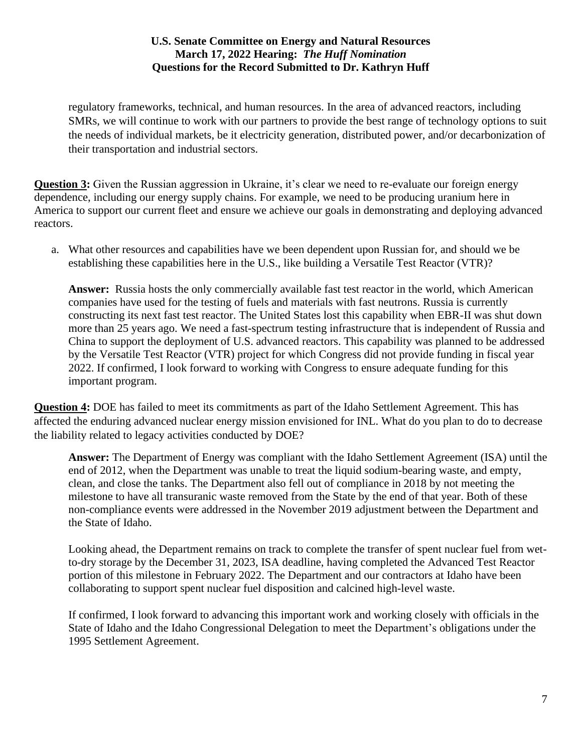regulatory frameworks, technical, and human resources. In the area of advanced reactors, including SMRs, we will continue to work with our partners to provide the best range of technology options to suit the needs of individual markets, be it electricity generation, distributed power, and/or decarbonization of their transportation and industrial sectors.

**Question 3:** Given the Russian aggression in Ukraine, it's clear we need to re-evaluate our foreign energy dependence, including our energy supply chains. For example, we need to be producing uranium here in America to support our current fleet and ensure we achieve our goals in demonstrating and deploying advanced reactors.

a. What other resources and capabilities have we been dependent upon Russian for, and should we be establishing these capabilities here in the U.S., like building a Versatile Test Reactor (VTR)?

   **Answer:** Russia hosts the only commercially available fast test reactor in the world, which American companies have used for the testing of fuels and materials with fast neutrons. Russia is currently constructing its next fast test reactor. The United States lost this capability when EBR-II was shut down more than 25 years ago. We need a fast-spectrum testing infrastructure that is independent of Russia and China to support the deployment of U.S. advanced reactors. This capability was planned to be addressed by the Versatile Test Reactor (VTR) project for which Congress did not provide funding in fiscal year 2022. If confirmed, I look forward to working with Congress to ensure adequate funding for this important program.

**Question 4:** DOE has failed to meet its commitments as part of the Idaho Settlement Agreement. This has affected the enduring advanced nuclear energy mission envisioned for INL. What do you plan to do to decrease the liability related to legacy activities conducted by DOE?

**Answer:** The Department of Energy was compliant with the Idaho Settlement Agreement (ISA) until the end of 2012, when the Department was unable to treat the liquid sodium-bearing waste, and empty, clean, and close the tanks. The Department also fell out of compliance in 2018 by not meeting the milestone to have all transuranic waste removed from the State by the end of that year. Both of these non-compliance events were addressed in the November 2019 adjustment between the Department and the State of Idaho.

Looking ahead, the Department remains on track to complete the transfer of spent nuclear fuel from wet-to-dry storage by the December 31, 2023, ISA deadline, having completed the Advanced Test Reactor portion of this milestone in February 2022. The Department and our contractors at Idaho have been collaborating to support spent nuclear fuel disposition and calcined high-level waste.

If confirmed, I look forward to advancing this important work and working closely with officials in the State of Idaho and the Idaho Congressional Delegation to meet the Department's obligations under the 1995 Settlement Agreement.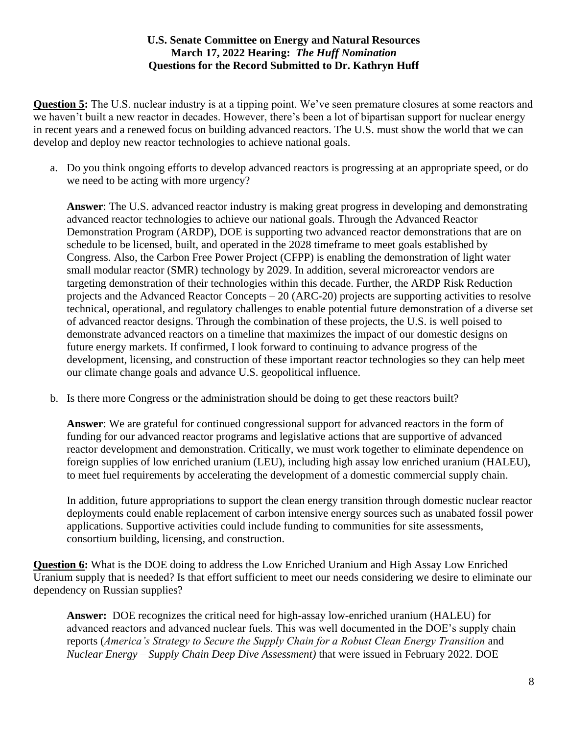**U.S. Senate Committee on Energy and Natural Resources**
**March 17, 2022 Hearing: *The Huff Nomination***
**Questions for the Record Submitted to Dr. Kathryn Huff**

**Question 5:** The U.S. nuclear industry is at a tipping point. We've seen premature closures at some reactors and we haven't built a new reactor in decades. However, there's been a lot of bipartisan support for nuclear energy in recent years and a renewed focus on building advanced reactors. The U.S. must show the world that we can develop and deploy new reactor technologies to achieve national goals.

a. Do you think ongoing efforts to develop advanced reactors is progressing at an appropriate speed, or do we need to be acting with more urgency?

**Answer**: The U.S. advanced reactor industry is making great progress in developing and demonstrating advanced reactor technologies to achieve our national goals. Through the Advanced Reactor Demonstration Program (ARDP), DOE is supporting two advanced reactor demonstrations that are on schedule to be licensed, built, and operated in the 2028 timeframe to meet goals established by Congress. Also, the Carbon Free Power Project (CFPP) is enabling the demonstration of light water small modular reactor (SMR) technology by 2029. In addition, several microreactor vendors are targeting demonstration of their technologies within this decade. Further, the ARDP Risk Reduction projects and the Advanced Reactor Concepts – 20 (ARC-20) projects are supporting activities to resolve technical, operational, and regulatory challenges to enable potential future demonstration of a diverse set of advanced reactor designs. Through the combination of these projects, the U.S. is well poised to demonstrate advanced reactors on a timeline that maximizes the impact of our domestic designs on future energy markets. If confirmed, I look forward to continuing to advance progress of the development, licensing, and construction of these important reactor technologies so they can help meet our climate change goals and advance U.S. geopolitical influence.

b. Is there more Congress or the administration should be doing to get these reactors built?

**Answer**: We are grateful for continued congressional support for advanced reactors in the form of funding for our advanced reactor programs and legislative actions that are supportive of advanced reactor development and demonstration. Critically, we must work together to eliminate dependence on foreign supplies of low enriched uranium (LEU), including high assay low enriched uranium (HALEU), to meet fuel requirements by accelerating the development of a domestic commercial supply chain.

In addition, future appropriations to support the clean energy transition through domestic nuclear reactor deployments could enable replacement of carbon intensive energy sources such as unabated fossil power applications. Supportive activities could include funding to communities for site assessments, consortium building, licensing, and construction.

**Question 6:** What is the DOE doing to address the Low Enriched Uranium and High Assay Low Enriched Uranium supply that is needed? Is that effort sufficient to meet our needs considering we desire to eliminate our dependency on Russian supplies?

**Answer:** DOE recognizes the critical need for high-assay low-enriched uranium (HALEU) for advanced reactors and advanced nuclear fuels. This was well documented in the DOE's supply chain reports (*America's Strategy to Secure the Supply Chain for a Robust Clean Energy Transition* and *Nuclear Energy – Supply Chain Deep Dive Assessment)* that were issued in February 2022. DOE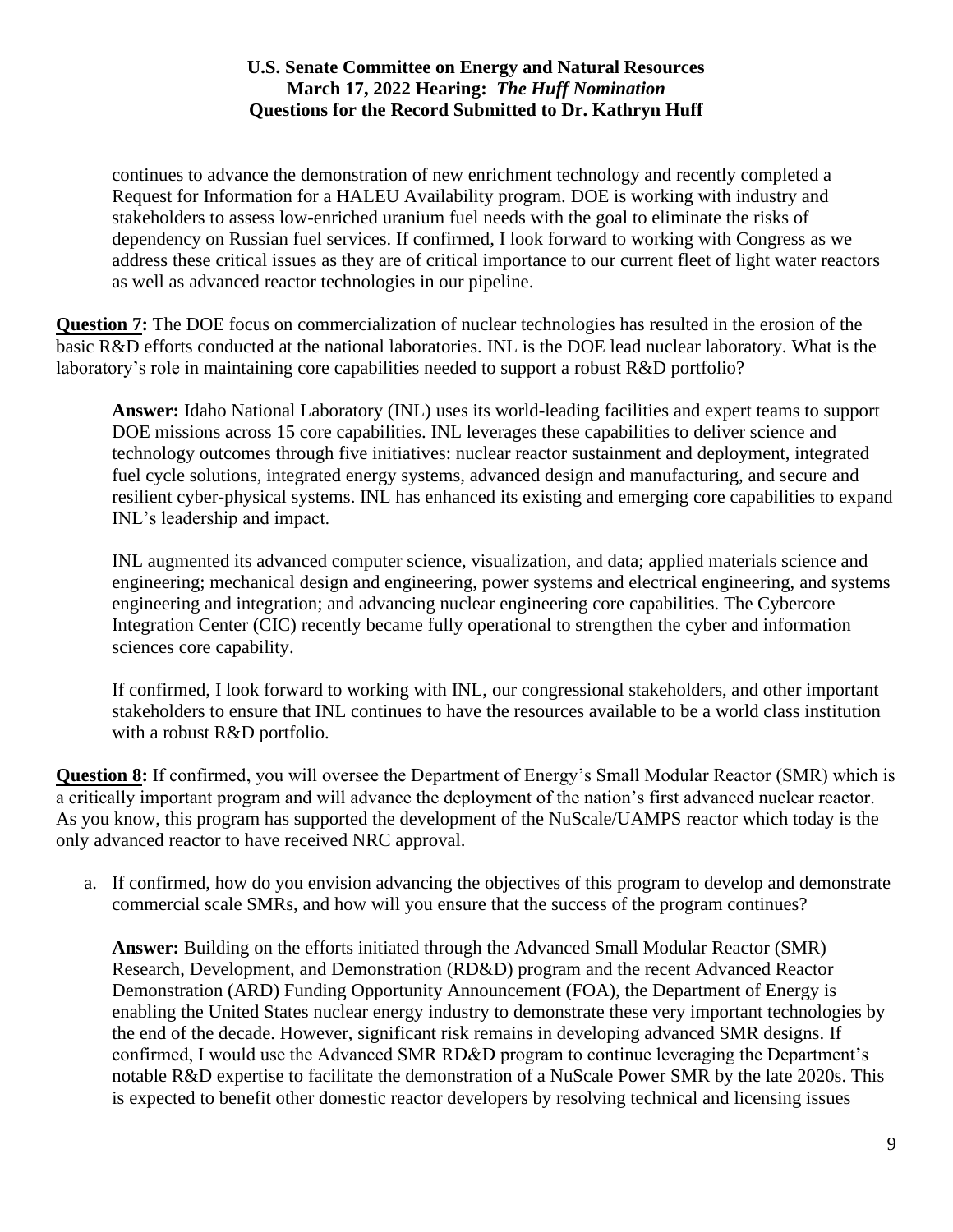continues to advance the demonstration of new enrichment technology and recently completed a Request for Information for a HALEU Availability program. DOE is working with industry and stakeholders to assess low-enriched uranium fuel needs with the goal to eliminate the risks of dependency on Russian fuel services. If confirmed, I look forward to working with Congress as we address these critical issues as they are of critical importance to our current fleet of light water reactors as well as advanced reactor technologies in our pipeline.

**Question 7:** The DOE focus on commercialization of nuclear technologies has resulted in the erosion of the basic R&D efforts conducted at the national laboratories. INL is the DOE lead nuclear laboratory. What is the laboratory's role in maintaining core capabilities needed to support a robust R&D portfolio?

**Answer:** Idaho National Laboratory (INL) uses its world-leading facilities and expert teams to support DOE missions across 15 core capabilities. INL leverages these capabilities to deliver science and technology outcomes through five initiatives: nuclear reactor sustainment and deployment, integrated fuel cycle solutions, integrated energy systems, advanced design and manufacturing, and secure and resilient cyber-physical systems. INL has enhanced its existing and emerging core capabilities to expand INL's leadership and impact.

INL augmented its advanced computer science, visualization, and data; applied materials science and engineering; mechanical design and engineering, power systems and electrical engineering, and systems engineering and integration; and advancing nuclear engineering core capabilities. The Cybercore Integration Center (CIC) recently became fully operational to strengthen the cyber and information sciences core capability.

If confirmed, I look forward to working with INL, our congressional stakeholders, and other important stakeholders to ensure that INL continues to have the resources available to be a world class institution with a robust R&D portfolio.

**Question 8:** If confirmed, you will oversee the Department of Energy's Small Modular Reactor (SMR) which is a critically important program and will advance the deployment of the nation's first advanced nuclear reactor. As you know, this program has supported the development of the NuScale/UAMPS reactor which today is the only advanced reactor to have received NRC approval.

a. If confirmed, how do you envision advancing the objectives of this program to develop and demonstrate commercial scale SMRs, and how will you ensure that the success of the program continues?

**Answer:** Building on the efforts initiated through the Advanced Small Modular Reactor (SMR) Research, Development, and Demonstration (RD&D) program and the recent Advanced Reactor Demonstration (ARD) Funding Opportunity Announcement (FOA), the Department of Energy is enabling the United States nuclear energy industry to demonstrate these very important technologies by the end of the decade. However, significant risk remains in developing advanced SMR designs. If confirmed, I would use the Advanced SMR RD&D program to continue leveraging the Department's notable R&D expertise to facilitate the demonstration of a NuScale Power SMR by the late 2020s. This is expected to benefit other domestic reactor developers by resolving technical and licensing issues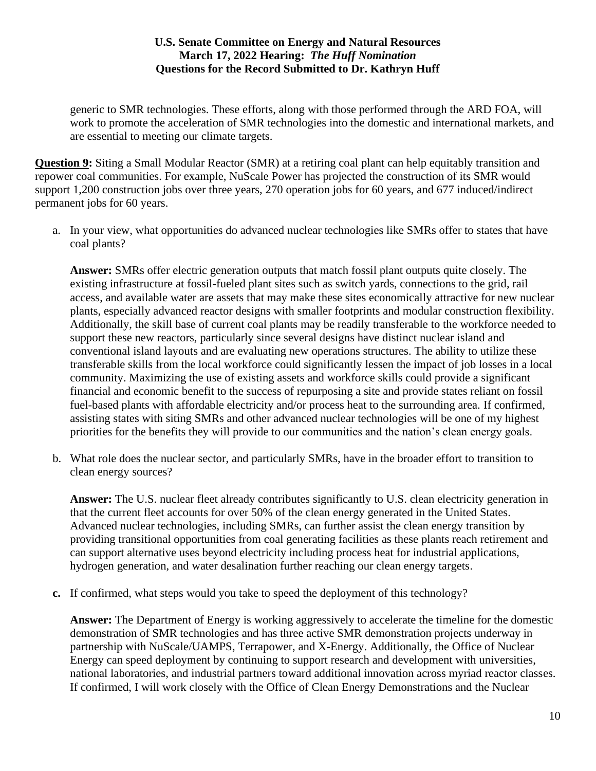generic to SMR technologies. These efforts, along with those performed through the ARD FOA, will work to promote the acceleration of SMR technologies into the domestic and international markets, and are essential to meeting our climate targets.

**Question 9:** Siting a Small Modular Reactor (SMR) at a retiring coal plant can help equitably transition and repower coal communities. For example, NuScale Power has projected the construction of its SMR would support 1,200 construction jobs over three years, 270 operation jobs for 60 years, and 677 induced/indirect permanent jobs for 60 years.

a. In your view, what opportunities do advanced nuclear technologies like SMRs offer to states that have coal plants?

   **Answer:** SMRs offer electric generation outputs that match fossil plant outputs quite closely. The existing infrastructure at fossil-fueled plant sites such as switch yards, connections to the grid, rail access, and available water are assets that may make these sites economically attractive for new nuclear plants, especially advanced reactor designs with smaller footprints and modular construction flexibility. Additionally, the skill base of current coal plants may be readily transferable to the workforce needed to support these new reactors, particularly since several designs have distinct nuclear island and conventional island layouts and are evaluating new operations structures. The ability to utilize these transferable skills from the local workforce could significantly lessen the impact of job losses in a local community. Maximizing the use of existing assets and workforce skills could provide a significant financial and economic benefit to the success of repurposing a site and provide states reliant on fossil fuel-based plants with affordable electricity and/or process heat to the surrounding area. If confirmed, assisting states with siting SMRs and other advanced nuclear technologies will be one of my highest priorities for the benefits they will provide to our communities and the nation's clean energy goals.

b. What role does the nuclear sector, and particularly SMRs, have in the broader effort to transition to clean energy sources?

   **Answer:** The U.S. nuclear fleet already contributes significantly to U.S. clean electricity generation in that the current fleet accounts for over 50% of the clean energy generated in the United States. Advanced nuclear technologies, including SMRs, can further assist the clean energy transition by providing transitional opportunities from coal generating facilities as these plants reach retirement and can support alternative uses beyond electricity including process heat for industrial applications, hydrogen generation, and water desalination further reaching our clean energy targets.

**c.** If confirmed, what steps would you take to speed the deployment of this technology?

   **Answer:** The Department of Energy is working aggressively to accelerate the timeline for the domestic demonstration of SMR technologies and has three active SMR demonstration projects underway in partnership with NuScale/UAMPS, Terrapower, and X-Energy. Additionally, the Office of Nuclear Energy can speed deployment by continuing to support research and development with universities, national laboratories, and industrial partners toward additional innovation across myriad reactor classes. If confirmed, I will work closely with the Office of Clean Energy Demonstrations and the Nuclear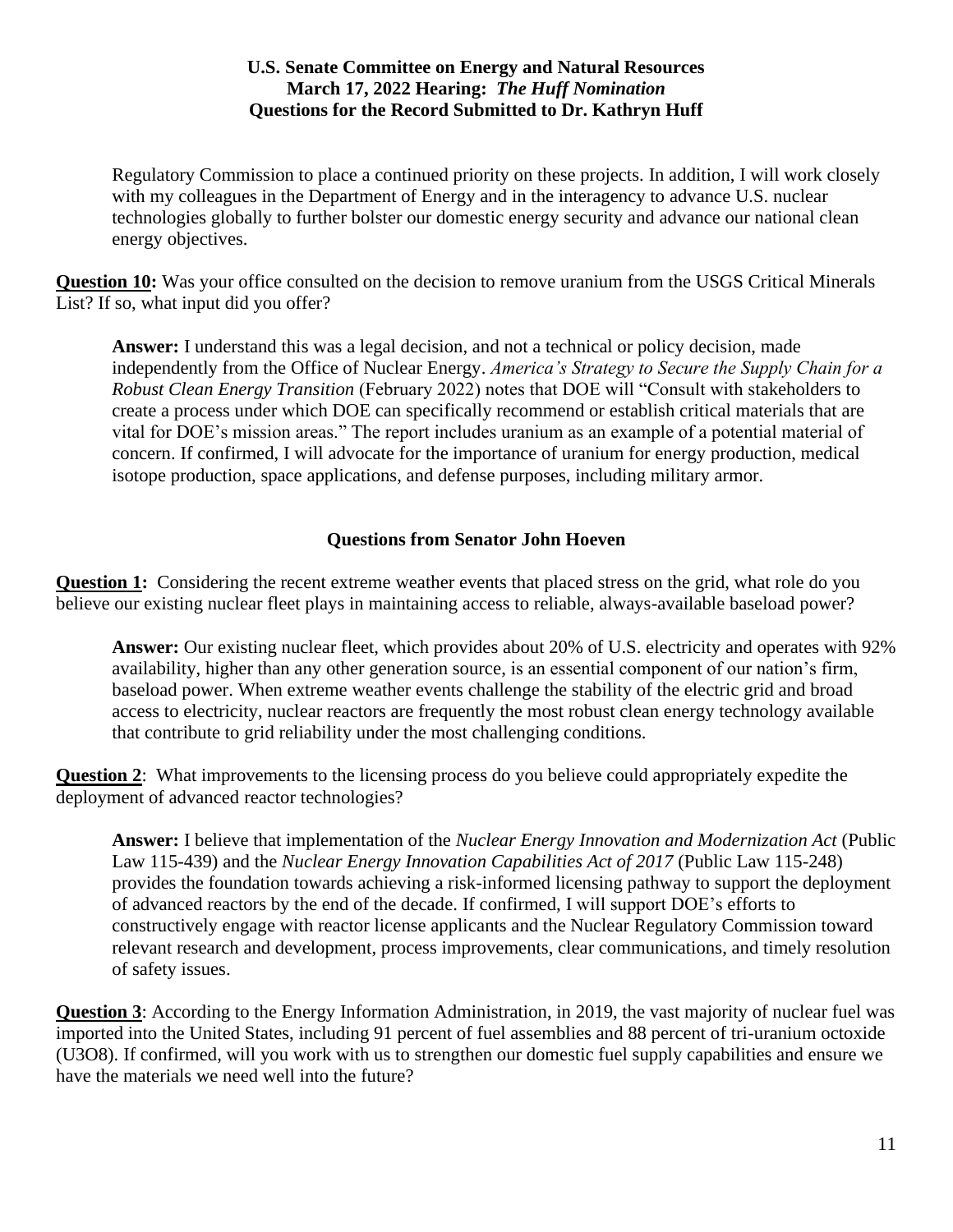Regulatory Commission to place a continued priority on these projects. In addition, I will work closely with my colleagues in the Department of Energy and in the interagency to advance U.S. nuclear technologies globally to further bolster our domestic energy security and advance our national clean energy objectives.

**Question 10:** Was your office consulted on the decision to remove uranium from the USGS Critical Minerals List? If so, what input did you offer?

> **Answer:** I understand this was a legal decision, and not a technical or policy decision, made independently from the Office of Nuclear Energy. *America's Strategy to Secure the Supply Chain for a Robust Clean Energy Transition* (February 2022) notes that DOE will "Consult with stakeholders to create a process under which DOE can specifically recommend or establish critical materials that are vital for DOE's mission areas." The report includes uranium as an example of a potential material of concern. If confirmed, I will advocate for the importance of uranium for energy production, medical isotope production, space applications, and defense purposes, including military armor.

## Questions from Senator John Hoeven

**Question 1:** Considering the recent extreme weather events that placed stress on the grid, what role do you believe our existing nuclear fleet plays in maintaining access to reliable, always-available baseload power?

> **Answer:** Our existing nuclear fleet, which provides about 20% of U.S. electricity and operates with 92% availability, higher than any other generation source, is an essential component of our nation's firm, baseload power. When extreme weather events challenge the stability of the electric grid and broad access to electricity, nuclear reactors are frequently the most robust clean energy technology available that contribute to grid reliability under the most challenging conditions.

**Question 2**: What improvements to the licensing process do you believe could appropriately expedite the deployment of advanced reactor technologies?

> **Answer:** I believe that implementation of the *Nuclear Energy Innovation and Modernization Act* (Public Law 115-439) and the *Nuclear Energy Innovation Capabilities Act of 2017* (Public Law 115-248) provides the foundation towards achieving a risk-informed licensing pathway to support the deployment of advanced reactors by the end of the decade. If confirmed, I will support DOE's efforts to constructively engage with reactor license applicants and the Nuclear Regulatory Commission toward relevant research and development, process improvements, clear communications, and timely resolution of safety issues.

**Question 3**: According to the Energy Information Administration, in 2019, the vast majority of nuclear fuel was imported into the United States, including 91 percent of fuel assemblies and 88 percent of tri-uranium octoxide ($U_3O_8$). If confirmed, will you work with us to strengthen our domestic fuel supply capabilities and ensure we have the materials we need well into the future?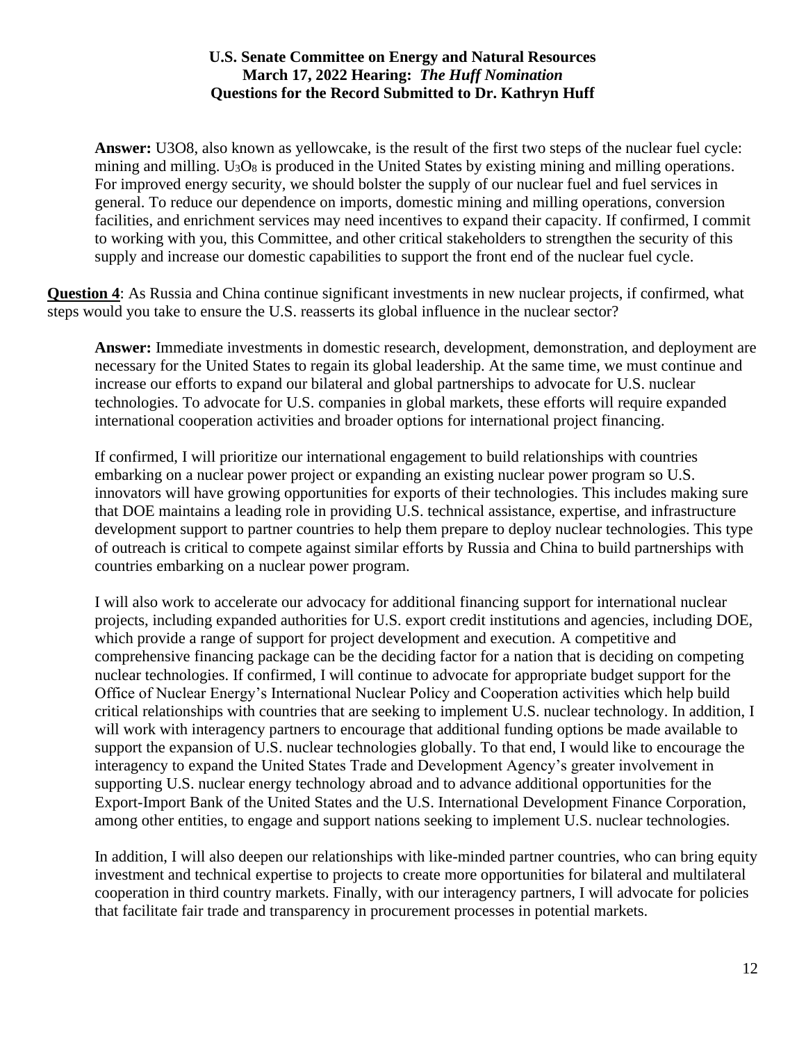**Answer:** U3O8, also known as yellowcake, is the result of the first two steps of the nuclear fuel cycle: mining and milling. $U_3O_8$ is produced in the United States by existing mining and milling operations. For improved energy security, we should bolster the supply of our nuclear fuel and fuel services in general. To reduce our dependence on imports, domestic mining and milling operations, conversion facilities, and enrichment services may need incentives to expand their capacity. If confirmed, I commit to working with you, this Committee, and other critical stakeholders to strengthen the security of this supply and increase our domestic capabilities to support the front end of the nuclear fuel cycle.

**Question 4**: As Russia and China continue significant investments in new nuclear projects, if confirmed, what steps would you take to ensure the U.S. reasserts its global influence in the nuclear sector?

**Answer:** Immediate investments in domestic research, development, demonstration, and deployment are necessary for the United States to regain its global leadership. At the same time, we must continue and increase our efforts to expand our bilateral and global partnerships to advocate for U.S. nuclear technologies. To advocate for U.S. companies in global markets, these efforts will require expanded international cooperation activities and broader options for international project financing.

If confirmed, I will prioritize our international engagement to build relationships with countries embarking on a nuclear power project or expanding an existing nuclear power program so U.S. innovators will have growing opportunities for exports of their technologies. This includes making sure that DOE maintains a leading role in providing U.S. technical assistance, expertise, and infrastructure development support to partner countries to help them prepare to deploy nuclear technologies. This type of outreach is critical to compete against similar efforts by Russia and China to build partnerships with countries embarking on a nuclear power program.

I will also work to accelerate our advocacy for additional financing support for international nuclear projects, including expanded authorities for U.S. export credit institutions and agencies, including DOE, which provide a range of support for project development and execution. A competitive and comprehensive financing package can be the deciding factor for a nation that is deciding on competing nuclear technologies. If confirmed, I will continue to advocate for appropriate budget support for the Office of Nuclear Energy's International Nuclear Policy and Cooperation activities which help build critical relationships with countries that are seeking to implement U.S. nuclear technology. In addition, I will work with interagency partners to encourage that additional funding options be made available to support the expansion of U.S. nuclear technologies globally. To that end, I would like to encourage the interagency to expand the United States Trade and Development Agency's greater involvement in supporting U.S. nuclear energy technology abroad and to advance additional opportunities for the Export-Import Bank of the United States and the U.S. International Development Finance Corporation, among other entities, to engage and support nations seeking to implement U.S. nuclear technologies.

In addition, I will also deepen our relationships with like-minded partner countries, who can bring equity investment and technical expertise to projects to create more opportunities for bilateral and multilateral cooperation in third country markets. Finally, with our interagency partners, I will advocate for policies that facilitate fair trade and transparency in procurement processes in potential markets.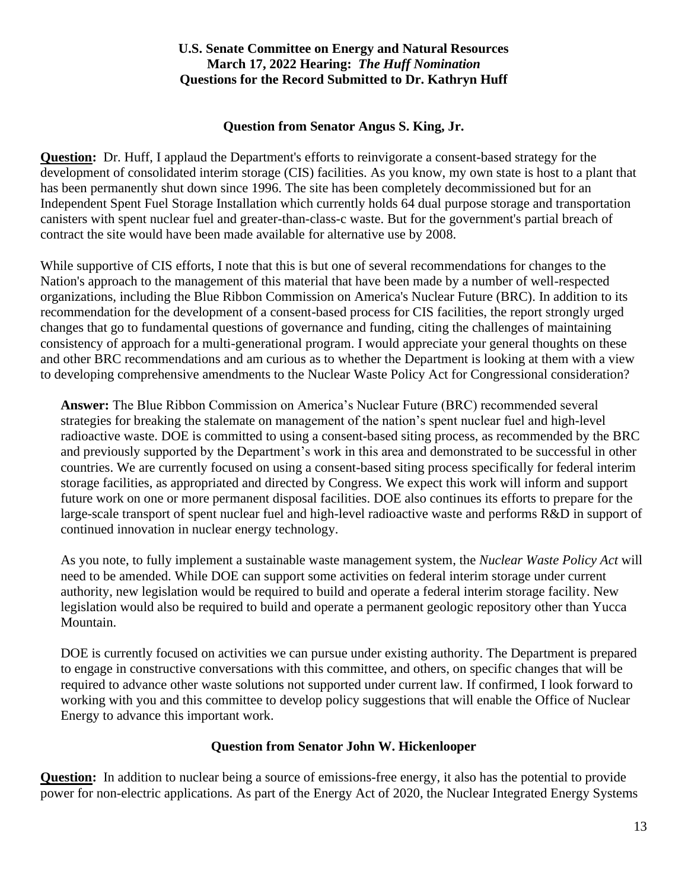**U.S. Senate Committee on Energy and Natural Resources**
**March 17, 2022 Hearing: *The Huff Nomination***
**Questions for the Record Submitted to Dr. Kathryn Huff**

### Question from Senator Angus S. King, Jr.

**Question:** Dr. Huff, I applaud the Department's efforts to reinvigorate a consent-based strategy for the development of consolidated interim storage (CIS) facilities. As you know, my own state is host to a plant that has been permanently shut down since 1996. The site has been completely decommissioned but for an Independent Spent Fuel Storage Installation which currently holds 64 dual purpose storage and transportation canisters with spent nuclear fuel and greater-than-class-c waste. But for the government's partial breach of contract the site would have been made available for alternative use by 2008.

While supportive of CIS efforts, I note that this is but one of several recommendations for changes to the Nation's approach to the management of this material that have been made by a number of well-respected organizations, including the Blue Ribbon Commission on America's Nuclear Future (BRC). In addition to its recommendation for the development of a consent-based process for CIS facilities, the report strongly urged changes that go to fundamental questions of governance and funding, citing the challenges of maintaining consistency of approach for a multi-generational program. I would appreciate your general thoughts on these and other BRC recommendations and am curious as to whether the Department is looking at them with a view to developing comprehensive amendments to the Nuclear Waste Policy Act for Congressional consideration?

**Answer:** The Blue Ribbon Commission on America's Nuclear Future (BRC) recommended several strategies for breaking the stalemate on management of the nation's spent nuclear fuel and high-level radioactive waste. DOE is committed to using a consent-based siting process, as recommended by the BRC and previously supported by the Department's work in this area and demonstrated to be successful in other countries. We are currently focused on using a consent-based siting process specifically for federal interim storage facilities, as appropriated and directed by Congress. We expect this work will inform and support future work on one or more permanent disposal facilities. DOE also continues its efforts to prepare for the large-scale transport of spent nuclear fuel and high-level radioactive waste and performs R&D in support of continued innovation in nuclear energy technology.

As you note, to fully implement a sustainable waste management system, the *Nuclear Waste Policy Act* will need to be amended. While DOE can support some activities on federal interim storage under current authority, new legislation would be required to build and operate a federal interim storage facility. New legislation would also be required to build and operate a permanent geologic repository other than Yucca Mountain.

DOE is currently focused on activities we can pursue under existing authority. The Department is prepared to engage in constructive conversations with this committee, and others, on specific changes that will be required to advance other waste solutions not supported under current law. If confirmed, I look forward to working with you and this committee to develop policy suggestions that will enable the Office of Nuclear Energy to advance this important work.

### Question from Senator John W. Hickenlooper

**Question:** In addition to nuclear being a source of emissions-free energy, it also has the potential to provide power for non-electric applications. As part of the Energy Act of 2020, the Nuclear Integrated Energy Systems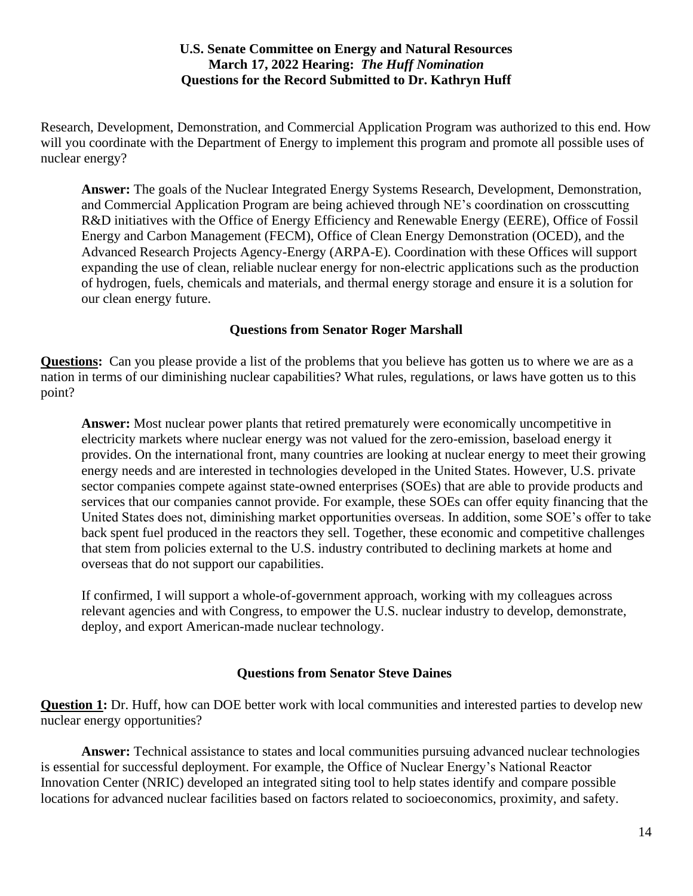Research, Development, Demonstration, and Commercial Application Program was authorized to this end. How will you coordinate with the Department of Energy to implement this program and promote all possible uses of nuclear energy?

> **Answer:** The goals of the Nuclear Integrated Energy Systems Research, Development, Demonstration, and Commercial Application Program are being achieved through NE's coordination on crosscutting R&D initiatives with the Office of Energy Efficiency and Renewable Energy (EERE), Office of Fossil Energy and Carbon Management (FECM), Office of Clean Energy Demonstration (OCED), and the Advanced Research Projects Agency-Energy (ARPA-E). Coordination with these Offices will support expanding the use of clean, reliable nuclear energy for non-electric applications such as the production of hydrogen, fuels, chemicals and materials, and thermal energy storage and ensure it is a solution for our clean energy future.

### Questions from Senator Roger Marshall

**Questions:** Can you please provide a list of the problems that you believe has gotten us to where we are as a nation in terms of our diminishing nuclear capabilities? What rules, regulations, or laws have gotten us to this point?

> **Answer:** Most nuclear power plants that retired prematurely were economically uncompetitive in electricity markets where nuclear energy was not valued for the zero-emission, baseload energy it provides. On the international front, many countries are looking at nuclear energy to meet their growing energy needs and are interested in technologies developed in the United States. However, U.S. private sector companies compete against state-owned enterprises (SOEs) that are able to provide products and services that our companies cannot provide. For example, these SOEs can offer equity financing that the United States does not, diminishing market opportunities overseas. In addition, some SOE's offer to take back spent fuel produced in the reactors they sell. Together, these economic and competitive challenges that stem from policies external to the U.S. industry contributed to declining markets at home and overseas that do not support our capabilities.
>
> If confirmed, I will support a whole-of-government approach, working with my colleagues across relevant agencies and with Congress, to empower the U.S. nuclear industry to develop, demonstrate, deploy, and export American-made nuclear technology.

### Questions from Senator Steve Daines

**Question 1:** Dr. Huff, how can DOE better work with local communities and interested parties to develop new nuclear energy opportunities?

**Answer:** Technical assistance to states and local communities pursuing advanced nuclear technologies is essential for successful deployment. For example, the Office of Nuclear Energy's National Reactor Innovation Center (NRIC) developed an integrated siting tool to help states identify and compare possible locations for advanced nuclear facilities based on factors related to socioeconomics, proximity, and safety.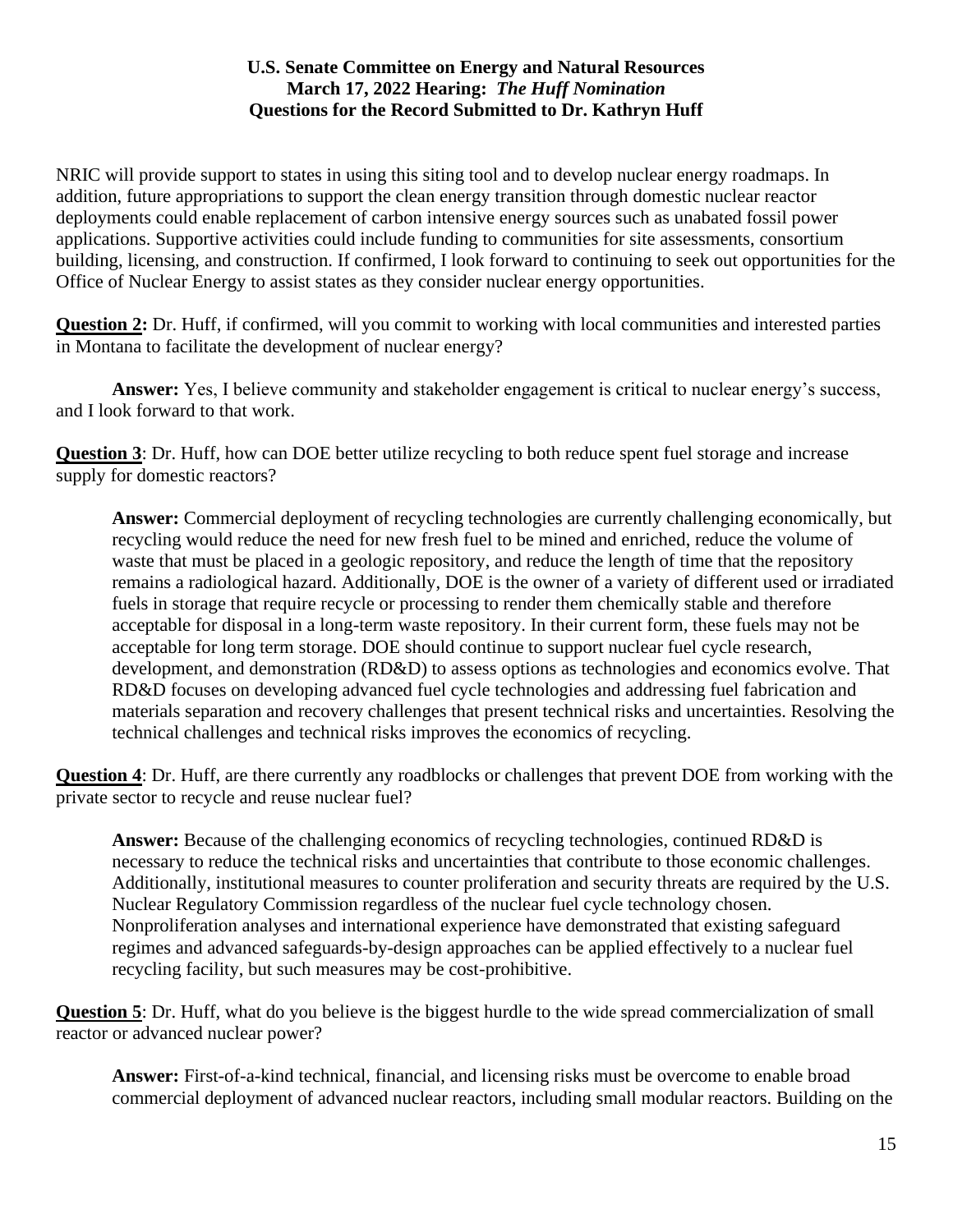NRIC will provide support to states in using this siting tool and to develop nuclear energy roadmaps. In addition, future appropriations to support the clean energy transition through domestic nuclear reactor deployments could enable replacement of carbon intensive energy sources such as unabated fossil power applications. Supportive activities could include funding to communities for site assessments, consortium building, licensing, and construction. If confirmed, I look forward to continuing to seek out opportunities for the Office of Nuclear Energy to assist states as they consider nuclear energy opportunities.

**Question 2:** Dr. Huff, if confirmed, will you commit to working with local communities and interested parties in Montana to facilitate the development of nuclear energy?

**Answer:** Yes, I believe community and stakeholder engagement is critical to nuclear energy's success, and I look forward to that work.

**Question 3**: Dr. Huff, how can DOE better utilize recycling to both reduce spent fuel storage and increase supply for domestic reactors?

**Answer:** Commercial deployment of recycling technologies are currently challenging economically, but recycling would reduce the need for new fresh fuel to be mined and enriched, reduce the volume of waste that must be placed in a geologic repository, and reduce the length of time that the repository remains a radiological hazard. Additionally, DOE is the owner of a variety of different used or irradiated fuels in storage that require recycle or processing to render them chemically stable and therefore acceptable for disposal in a long-term waste repository. In their current form, these fuels may not be acceptable for long term storage. DOE should continue to support nuclear fuel cycle research, development, and demonstration (RD&D) to assess options as technologies and economics evolve. That RD&D focuses on developing advanced fuel cycle technologies and addressing fuel fabrication and materials separation and recovery challenges that present technical risks and uncertainties. Resolving the technical challenges and technical risks improves the economics of recycling.

**Question 4**: Dr. Huff, are there currently any roadblocks or challenges that prevent DOE from working with the private sector to recycle and reuse nuclear fuel?

**Answer:** Because of the challenging economics of recycling technologies, continued RD&D is necessary to reduce the technical risks and uncertainties that contribute to those economic challenges. Additionally, institutional measures to counter proliferation and security threats are required by the U.S. Nuclear Regulatory Commission regardless of the nuclear fuel cycle technology chosen. Nonproliferation analyses and international experience have demonstrated that existing safeguard regimes and advanced safeguards-by-design approaches can be applied effectively to a nuclear fuel recycling facility, but such measures may be cost-prohibitive.

**Question 5**: Dr. Huff, what do you believe is the biggest hurdle to the wide spread commercialization of small reactor or advanced nuclear power?

**Answer:** First-of-a-kind technical, financial, and licensing risks must be overcome to enable broad commercial deployment of advanced nuclear reactors, including small modular reactors. Building on the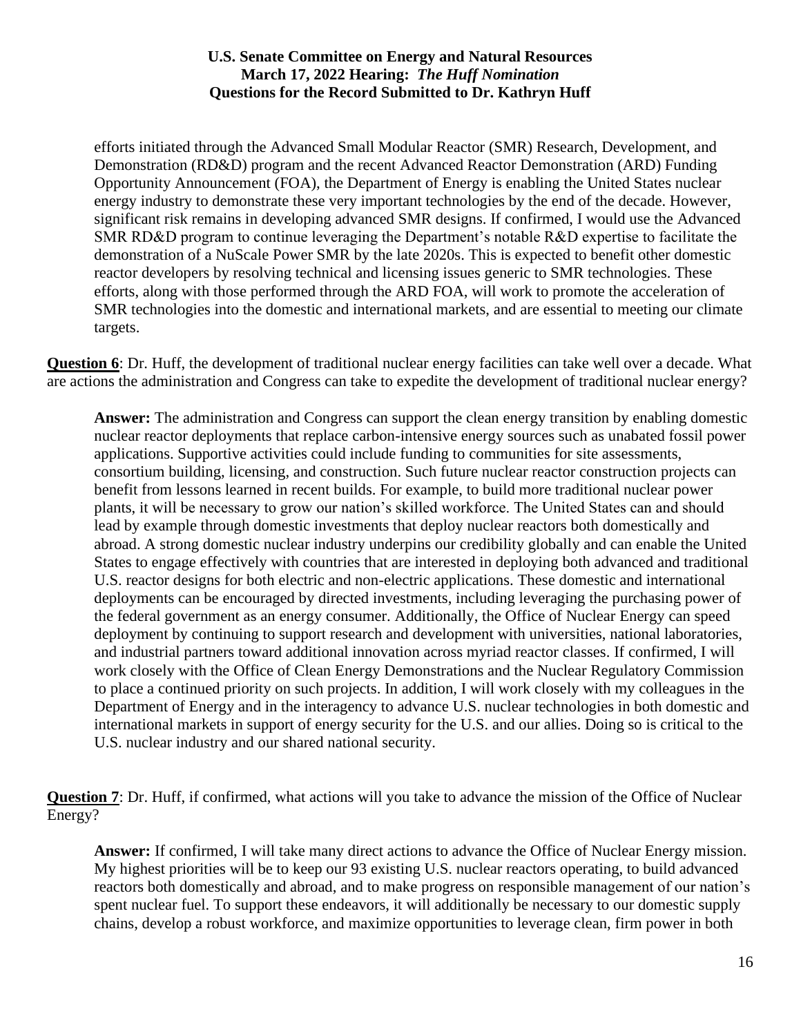efforts initiated through the Advanced Small Modular Reactor (SMR) Research, Development, and Demonstration (RD&D) program and the recent Advanced Reactor Demonstration (ARD) Funding Opportunity Announcement (FOA), the Department of Energy is enabling the United States nuclear energy industry to demonstrate these very important technologies by the end of the decade. However, significant risk remains in developing advanced SMR designs. If confirmed, I would use the Advanced SMR RD&D program to continue leveraging the Department's notable R&D expertise to facilitate the demonstration of a NuScale Power SMR by the late 2020s. This is expected to benefit other domestic reactor developers by resolving technical and licensing issues generic to SMR technologies. These efforts, along with those performed through the ARD FOA, will work to promote the acceleration of SMR technologies into the domestic and international markets, and are essential to meeting our climate targets.

**Question 6**: Dr. Huff, the development of traditional nuclear energy facilities can take well over a decade. What are actions the administration and Congress can take to expedite the development of traditional nuclear energy?

**Answer:** The administration and Congress can support the clean energy transition by enabling domestic nuclear reactor deployments that replace carbon-intensive energy sources such as unabated fossil power applications. Supportive activities could include funding to communities for site assessments, consortium building, licensing, and construction. Such future nuclear reactor construction projects can benefit from lessons learned in recent builds. For example, to build more traditional nuclear power plants, it will be necessary to grow our nation's skilled workforce. The United States can and should lead by example through domestic investments that deploy nuclear reactors both domestically and abroad. A strong domestic nuclear industry underpins our credibility globally and can enable the United States to engage effectively with countries that are interested in deploying both advanced and traditional U.S. reactor designs for both electric and non-electric applications. These domestic and international deployments can be encouraged by directed investments, including leveraging the purchasing power of the federal government as an energy consumer. Additionally, the Office of Nuclear Energy can speed deployment by continuing to support research and development with universities, national laboratories, and industrial partners toward additional innovation across myriad reactor classes. If confirmed, I will work closely with the Office of Clean Energy Demonstrations and the Nuclear Regulatory Commission to place a continued priority on such projects. In addition, I will work closely with my colleagues in the Department of Energy and in the interagency to advance U.S. nuclear technologies in both domestic and international markets in support of energy security for the U.S. and our allies. Doing so is critical to the U.S. nuclear industry and our shared national security.

**Question 7**: Dr. Huff, if confirmed, what actions will you take to advance the mission of the Office of Nuclear Energy?

**Answer:** If confirmed, I will take many direct actions to advance the Office of Nuclear Energy mission. My highest priorities will be to keep our 93 existing U.S. nuclear reactors operating, to build advanced reactors both domestically and abroad, and to make progress on responsible management of our nation's spent nuclear fuel. To support these endeavors, it will additionally be necessary to our domestic supply chains, develop a robust workforce, and maximize opportunities to leverage clean, firm power in both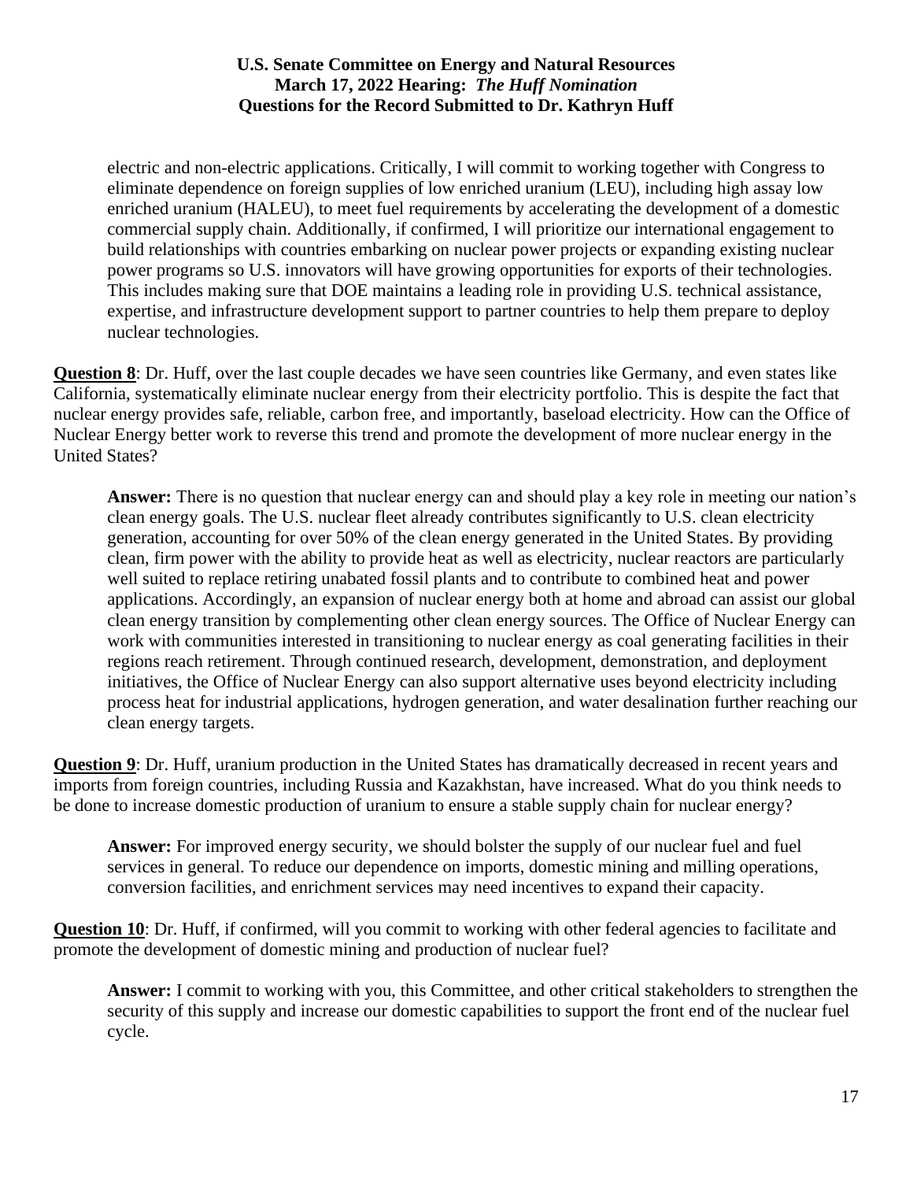electric and non-electric applications. Critically, I will commit to working together with Congress to eliminate dependence on foreign supplies of low enriched uranium (LEU), including high assay low enriched uranium (HALEU), to meet fuel requirements by accelerating the development of a domestic commercial supply chain. Additionally, if confirmed, I will prioritize our international engagement to build relationships with countries embarking on nuclear power projects or expanding existing nuclear power programs so U.S. innovators will have growing opportunities for exports of their technologies. This includes making sure that DOE maintains a leading role in providing U.S. technical assistance, expertise, and infrastructure development support to partner countries to help them prepare to deploy nuclear technologies.

**Question 8**: Dr. Huff, over the last couple decades we have seen countries like Germany, and even states like California, systematically eliminate nuclear energy from their electricity portfolio. This is despite the fact that nuclear energy provides safe, reliable, carbon free, and importantly, baseload electricity. How can the Office of Nuclear Energy better work to reverse this trend and promote the development of more nuclear energy in the United States?

> **Answer:** There is no question that nuclear energy can and should play a key role in meeting our nation's clean energy goals. The U.S. nuclear fleet already contributes significantly to U.S. clean electricity generation, accounting for over 50% of the clean energy generated in the United States. By providing clean, firm power with the ability to provide heat as well as electricity, nuclear reactors are particularly well suited to replace retiring unabated fossil plants and to contribute to combined heat and power applications. Accordingly, an expansion of nuclear energy both at home and abroad can assist our global clean energy transition by complementing other clean energy sources. The Office of Nuclear Energy can work with communities interested in transitioning to nuclear energy as coal generating facilities in their regions reach retirement. Through continued research, development, demonstration, and deployment initiatives, the Office of Nuclear Energy can also support alternative uses beyond electricity including process heat for industrial applications, hydrogen generation, and water desalination further reaching our clean energy targets.

**Question 9**: Dr. Huff, uranium production in the United States has dramatically decreased in recent years and imports from foreign countries, including Russia and Kazakhstan, have increased. What do you think needs to be done to increase domestic production of uranium to ensure a stable supply chain for nuclear energy?

> **Answer:** For improved energy security, we should bolster the supply of our nuclear fuel and fuel services in general. To reduce our dependence on imports, domestic mining and milling operations, conversion facilities, and enrichment services may need incentives to expand their capacity.

**Question 10**: Dr. Huff, if confirmed, will you commit to working with other federal agencies to facilitate and promote the development of domestic mining and production of nuclear fuel?

> **Answer:** I commit to working with you, this Committee, and other critical stakeholders to strengthen the security of this supply and increase our domestic capabilities to support the front end of the nuclear fuel cycle.